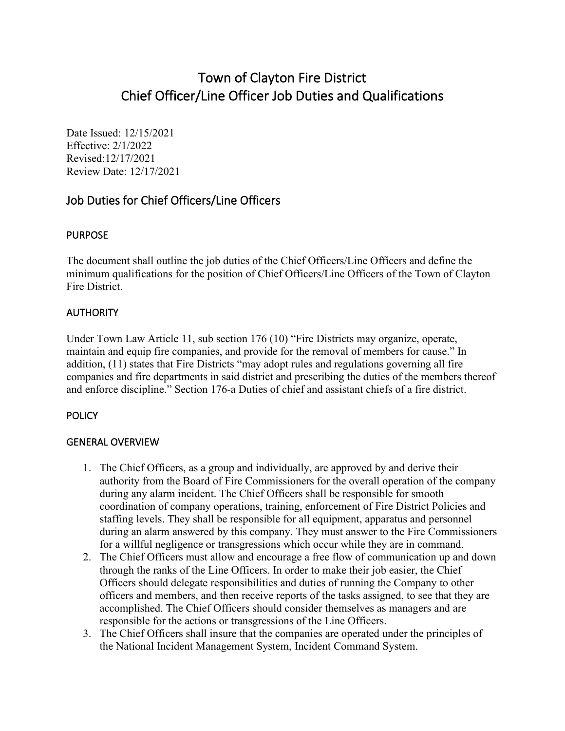# Town of Clayton Fire District
# Chief Officer/Line Officer Job Duties and Qualifications

Date Issued: 12/15/2021
Effective: 2/1/2022
Revised:12/17/2021
Review Date: 12/17/2021

## Job Duties for Chief Officers/Line Officers

### PURPOSE

The document shall outline the job duties of the Chief Officers/Line Officers and define the minimum qualifications for the position of Chief Officers/Line Officers of the Town of Clayton Fire District.

### AUTHORITY

Under Town Law Article 11, sub section 176 (10) "Fire Districts may organize, operate, maintain and equip fire companies, and provide for the removal of members for cause." In addition, (11) states that Fire Districts "may adopt rules and regulations governing all fire companies and fire departments in said district and prescribing the duties of the members thereof and enforce discipline." Section 176-a Duties of chief and assistant chiefs of a fire district.

### POLICY

### GENERAL OVERVIEW

1. The Chief Officers, as a group and individually, are approved by and derive their authority from the Board of Fire Commissioners for the overall operation of the company during any alarm incident. The Chief Officers shall be responsible for smooth coordination of company operations, training, enforcement of Fire District Policies and staffing levels. They shall be responsible for all equipment, apparatus and personnel during an alarm answered by this company. They must answer to the Fire Commissioners for a willful negligence or transgressions which occur while they are in command.
2. The Chief Officers must allow and encourage a free flow of communication up and down through the ranks of the Line Officers. In order to make their job easier, the Chief Officers should delegate responsibilities and duties of running the Company to other officers and members, and then receive reports of the tasks assigned, to see that they are accomplished. The Chief Officers should consider themselves as managers and are responsible for the actions or transgressions of the Line Officers.
3. The Chief Officers shall insure that the companies are operated under the principles of the National Incident Management System, Incident Command System.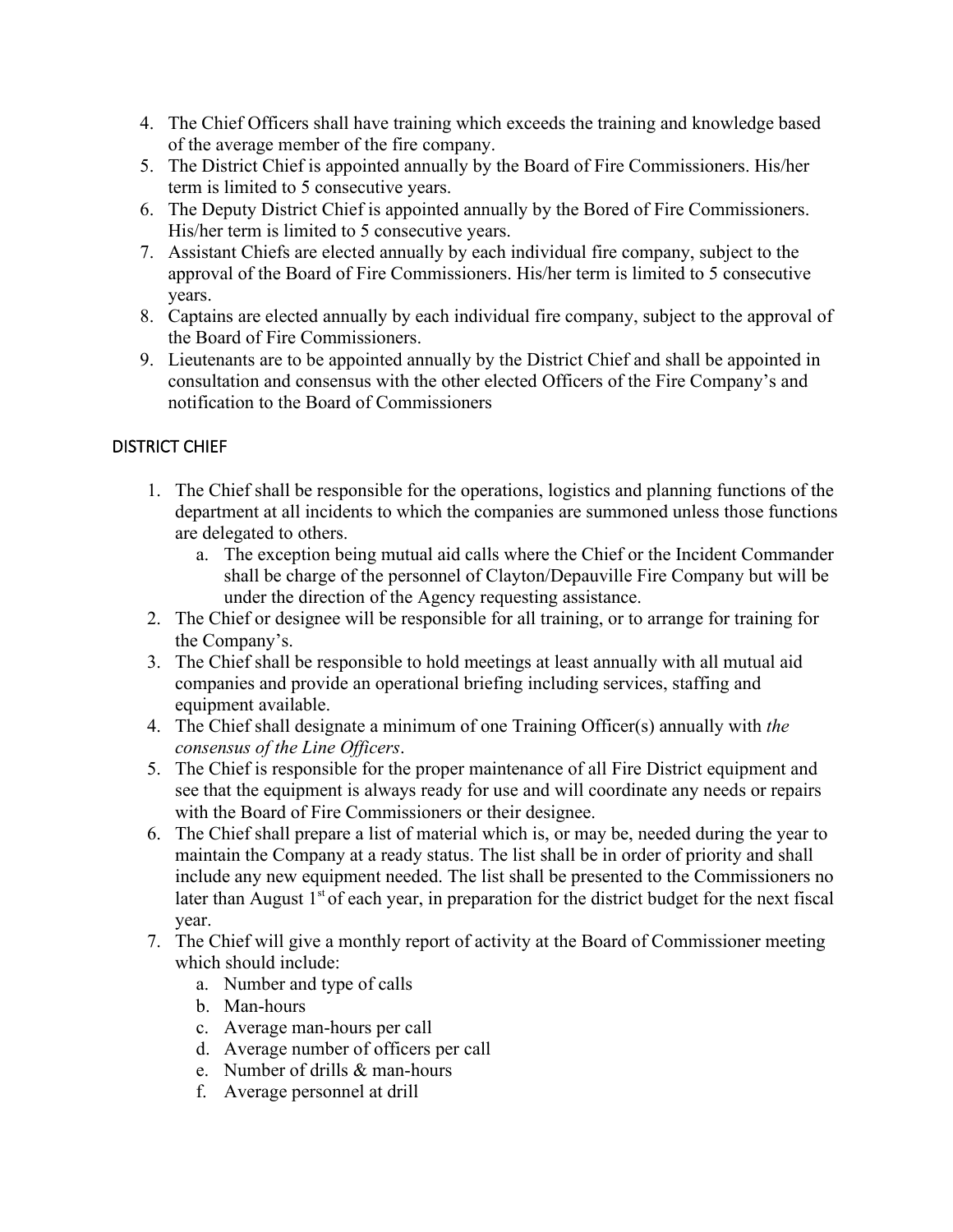4. The Chief Officers shall have training which exceeds the training and knowledge based of the average member of the fire company.
5. The District Chief is appointed annually by the Board of Fire Commissioners. His/her term is limited to 5 consecutive years.
6. The Deputy District Chief is appointed annually by the Bored of Fire Commissioners. His/her term is limited to 5 consecutive years.
7. Assistant Chiefs are elected annually by each individual fire company, subject to the approval of the Board of Fire Commissioners. His/her term is limited to 5 consecutive years.
8. Captains are elected annually by each individual fire company, subject to the approval of the Board of Fire Commissioners.
9. Lieutenants are to be appointed annually by the District Chief and shall be appointed in consultation and consensus with the other elected Officers of the Fire Company's and notification to the Board of Commissioners

## DISTRICT CHIEF

1. The Chief shall be responsible for the operations, logistics and planning functions of the department at all incidents to which the companies are summoned unless those functions are delegated to others.
   a. The exception being mutual aid calls where the Chief or the Incident Commander shall be charge of the personnel of Clayton/Depauville Fire Company but will be under the direction of the Agency requesting assistance.
2. The Chief or designee will be responsible for all training, or to arrange for training for the Company's.
3. The Chief shall be responsible to hold meetings at least annually with all mutual aid companies and provide an operational briefing including services, staffing and equipment available.
4. The Chief shall designate a minimum of one Training Officer(s) annually with *the consensus of the Line Officers*.
5. The Chief is responsible for the proper maintenance of all Fire District equipment and see that the equipment is always ready for use and will coordinate any needs or repairs with the Board of Fire Commissioners or their designee.
6. The Chief shall prepare a list of material which is, or may be, needed during the year to maintain the Company at a ready status. The list shall be in order of priority and shall include any new equipment needed. The list shall be presented to the Commissioners no later than August 1st of each year, in preparation for the district budget for the next fiscal year.
7. The Chief will give a monthly report of activity at the Board of Commissioner meeting which should include:
   a. Number and type of calls
   b. Man-hours
   c. Average man-hours per call
   d. Average number of officers per call
   e. Number of drills & man-hours
   f. Average personnel at drill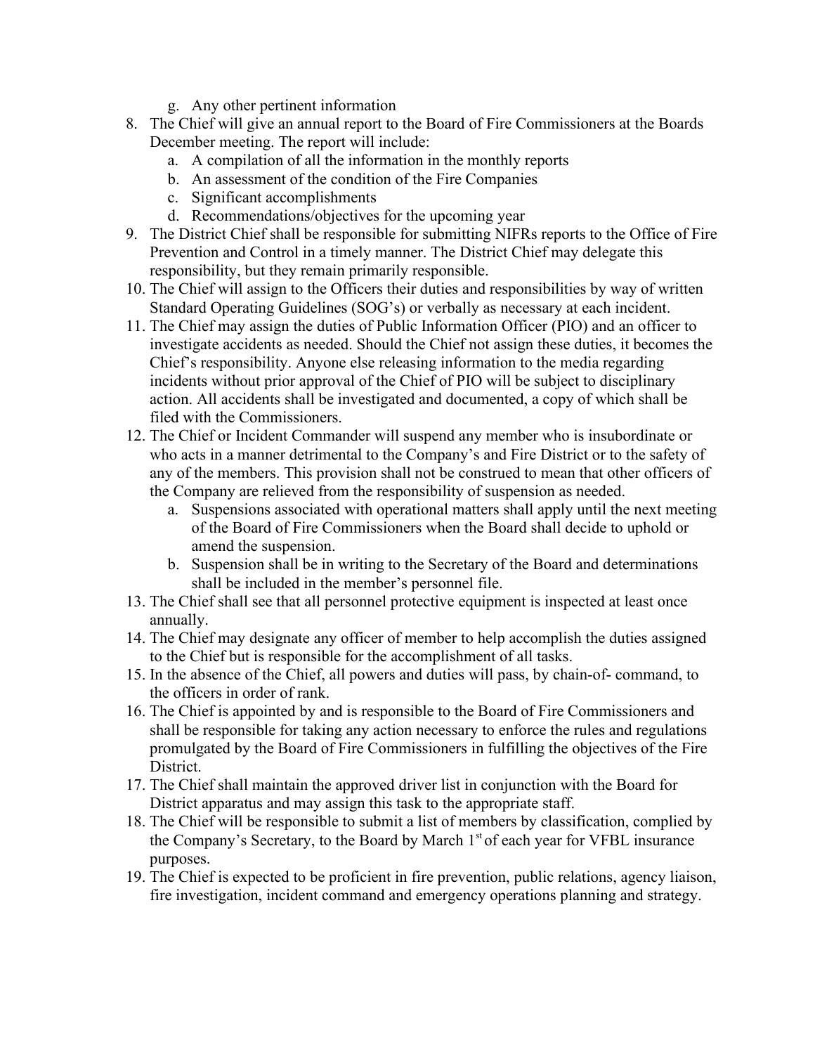g. Any other pertinent information

8. The Chief will give an annual report to the Board of Fire Commissioners at the Boards December meeting. The report will include:
   a. A compilation of all the information in the monthly reports
   b. An assessment of the condition of the Fire Companies
   c. Significant accomplishments
   d. Recommendations/objectives for the upcoming year
9. The District Chief shall be responsible for submitting NIFRs reports to the Office of Fire Prevention and Control in a timely manner. The District Chief may delegate this responsibility, but they remain primarily responsible.
10. The Chief will assign to the Officers their duties and responsibilities by way of written Standard Operating Guidelines (SOG's) or verbally as necessary at each incident.
11. The Chief may assign the duties of Public Information Officer (PIO) and an officer to investigate accidents as needed. Should the Chief not assign these duties, it becomes the Chief's responsibility. Anyone else releasing information to the media regarding incidents without prior approval of the Chief of PIO will be subject to disciplinary action. All accidents shall be investigated and documented, a copy of which shall be filed with the Commissioners.
12. The Chief or Incident Commander will suspend any member who is insubordinate or who acts in a manner detrimental to the Company's and Fire District or to the safety of any of the members. This provision shall not be construed to mean that other officers of the Company are relieved from the responsibility of suspension as needed.
    a. Suspensions associated with operational matters shall apply until the next meeting of the Board of Fire Commissioners when the Board shall decide to uphold or amend the suspension.
    b. Suspension shall be in writing to the Secretary of the Board and determinations shall be included in the member's personnel file.
13. The Chief shall see that all personnel protective equipment is inspected at least once annually.
14. The Chief may designate any officer of member to help accomplish the duties assigned to the Chief but is responsible for the accomplishment of all tasks.
15. In the absence of the Chief, all powers and duties will pass, by chain-of- command, to the officers in order of rank.
16. The Chief is appointed by and is responsible to the Board of Fire Commissioners and shall be responsible for taking any action necessary to enforce the rules and regulations promulgated by the Board of Fire Commissioners in fulfilling the objectives of the Fire District.
17. The Chief shall maintain the approved driver list in conjunction with the Board for District apparatus and may assign this task to the appropriate staff.
18. The Chief will be responsible to submit a list of members by classification, complied by the Company's Secretary, to the Board by March 1st of each year for VFBL insurance purposes.
19. The Chief is expected to be proficient in fire prevention, public relations, agency liaison, fire investigation, incident command and emergency operations planning and strategy.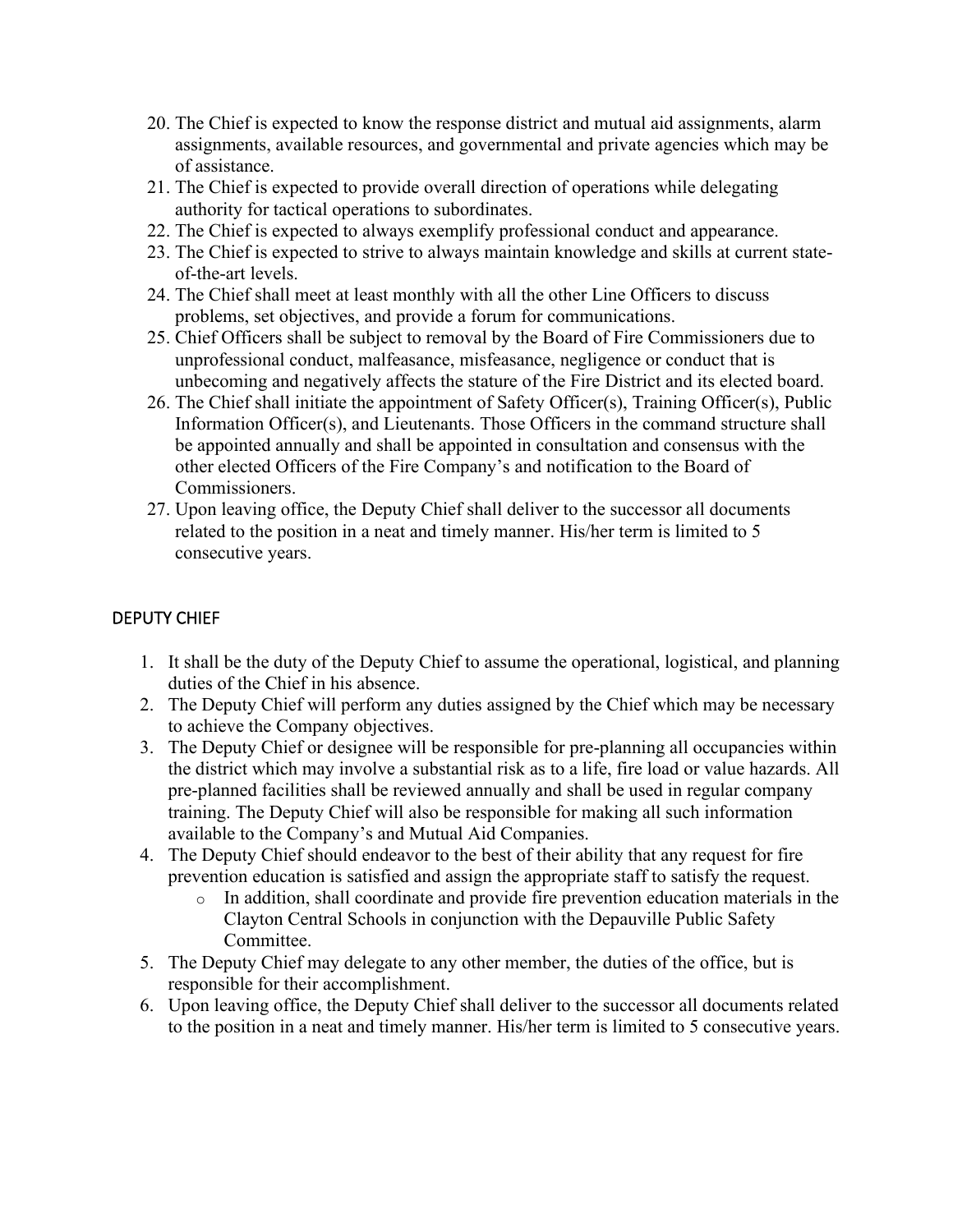20. The Chief is expected to know the response district and mutual aid assignments, alarm assignments, available resources, and governmental and private agencies which may be of assistance.
21. The Chief is expected to provide overall direction of operations while delegating authority for tactical operations to subordinates.
22. The Chief is expected to always exemplify professional conduct and appearance.
23. The Chief is expected to strive to always maintain knowledge and skills at current state-of-the-art levels.
24. The Chief shall meet at least monthly with all the other Line Officers to discuss problems, set objectives, and provide a forum for communications.
25. Chief Officers shall be subject to removal by the Board of Fire Commissioners due to unprofessional conduct, malfeasance, misfeasance, negligence or conduct that is unbecoming and negatively affects the stature of the Fire District and its elected board.
26. The Chief shall initiate the appointment of Safety Officer(s), Training Officer(s), Public Information Officer(s), and Lieutenants. Those Officers in the command structure shall be appointed annually and shall be appointed in consultation and consensus with the other elected Officers of the Fire Company's and notification to the Board of Commissioners.
27. Upon leaving office, the Deputy Chief shall deliver to the successor all documents related to the position in a neat and timely manner. His/her term is limited to 5 consecutive years.

## DEPUTY CHIEF

1. It shall be the duty of the Deputy Chief to assume the operational, logistical, and planning duties of the Chief in his absence.
2. The Deputy Chief will perform any duties assigned by the Chief which may be necessary to achieve the Company objectives.
3. The Deputy Chief or designee will be responsible for pre-planning all occupancies within the district which may involve a substantial risk as to a life, fire load or value hazards. All pre-planned facilities shall be reviewed annually and shall be used in regular company training. The Deputy Chief will also be responsible for making all such information available to the Company's and Mutual Aid Companies.
4. The Deputy Chief should endeavor to the best of their ability that any request for fire prevention education is satisfied and assign the appropriate staff to satisfy the request.
   - In addition, shall coordinate and provide fire prevention education materials in the Clayton Central Schools in conjunction with the Depauville Public Safety Committee.
5. The Deputy Chief may delegate to any other member, the duties of the office, but is responsible for their accomplishment.
6. Upon leaving office, the Deputy Chief shall deliver to the successor all documents related to the position in a neat and timely manner. His/her term is limited to 5 consecutive years.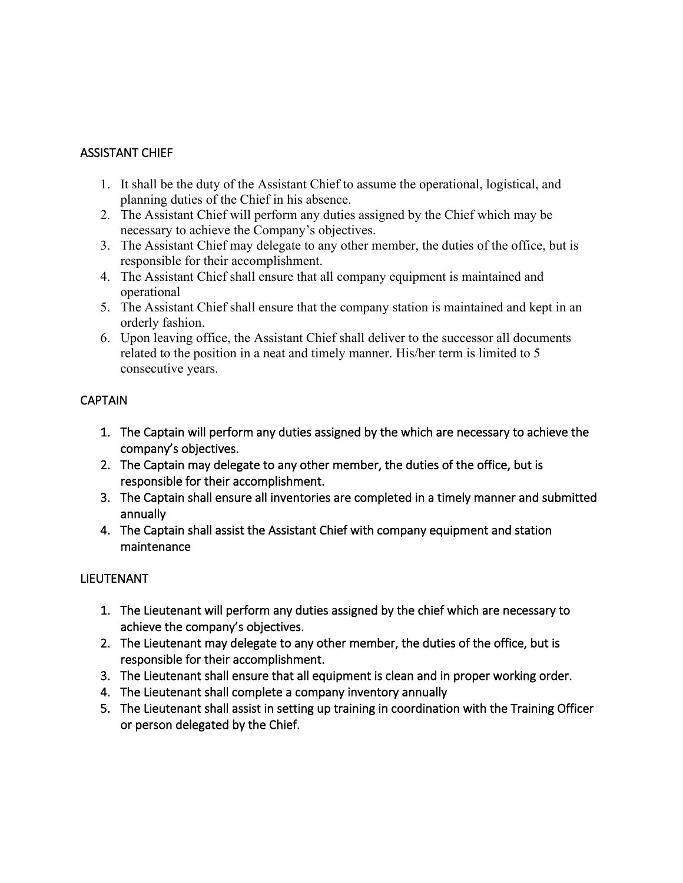## ASSISTANT CHIEF

1. It shall be the duty of the Assistant Chief to assume the operational, logistical, and planning duties of the Chief in his absence.
2. The Assistant Chief will perform any duties assigned by the Chief which may be necessary to achieve the Company's objectives.
3. The Assistant Chief may delegate to any other member, the duties of the office, but is responsible for their accomplishment.
4. The Assistant Chief shall ensure that all company equipment is maintained and operational
5. The Assistant Chief shall ensure that the company station is maintained and kept in an orderly fashion.
6. Upon leaving office, the Assistant Chief shall deliver to the successor all documents related to the position in a neat and timely manner. His/her term is limited to 5 consecutive years.

## CAPTAIN

1. The Captain will perform any duties assigned by the which are necessary to achieve the company's objectives.
2. The Captain may delegate to any other member, the duties of the office, but is responsible for their accomplishment.
3. The Captain shall ensure all inventories are completed in a timely manner and submitted annually
4. The Captain shall assist the Assistant Chief with company equipment and station maintenance

## LIEUTENANT

1. The Lieutenant will perform any duties assigned by the chief which are necessary to achieve the company's objectives.
2. The Lieutenant may delegate to any other member, the duties of the office, but is responsible for their accomplishment.
3. The Lieutenant shall ensure that all equipment is clean and in proper working order.
4. The Lieutenant shall complete a company inventory annually
5. The Lieutenant shall assist in setting up training in coordination with the Training Officer or person delegated by the Chief.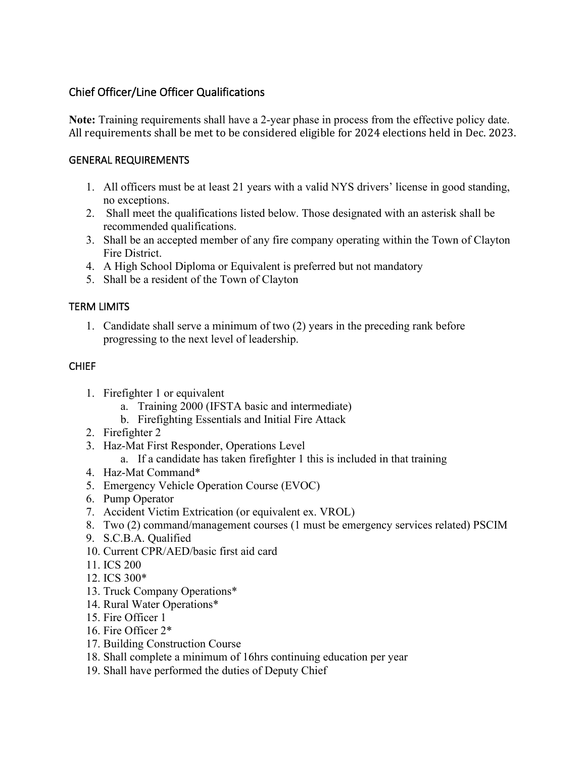## Chief Officer/Line Officer Qualifications

**Note:** Training requirements shall have a 2-year phase in process from the effective policy date. All requirements shall be met to be considered eligible for 2024 elections held in Dec. 2023.

### GENERAL REQUIREMENTS

1. All officers must be at least 21 years with a valid NYS drivers' license in good standing, no exceptions.
2. Shall meet the qualifications listed below. Those designated with an asterisk shall be recommended qualifications.
3. Shall be an accepted member of any fire company operating within the Town of Clayton Fire District.
4. A High School Diploma or Equivalent is preferred but not mandatory
5. Shall be a resident of the Town of Clayton

### TERM LIMITS

1. Candidate shall serve a minimum of two (2) years in the preceding rank before progressing to the next level of leadership.

### CHIEF

1. Firefighter 1 or equivalent
   a. Training 2000 (IFSTA basic and intermediate)
   b. Firefighting Essentials and Initial Fire Attack
2. Firefighter 2
3. Haz-Mat First Responder, Operations Level
   a. If a candidate has taken firefighter 1 this is included in that training
4. Haz-Mat Command*
5. Emergency Vehicle Operation Course (EVOC)
6. Pump Operator
7. Accident Victim Extrication (or equivalent ex. VROL)
8. Two (2) command/management courses (1 must be emergency services related) PSCIM
9. S.C.B.A. Qualified
10. Current CPR/AED/basic first aid card
11. ICS 200
12. ICS 300*
13. Truck Company Operations*
14. Rural Water Operations*
15. Fire Officer 1
16. Fire Officer 2*
17. Building Construction Course
18. Shall complete a minimum of 16hrs continuing education per year
19. Shall have performed the duties of Deputy Chief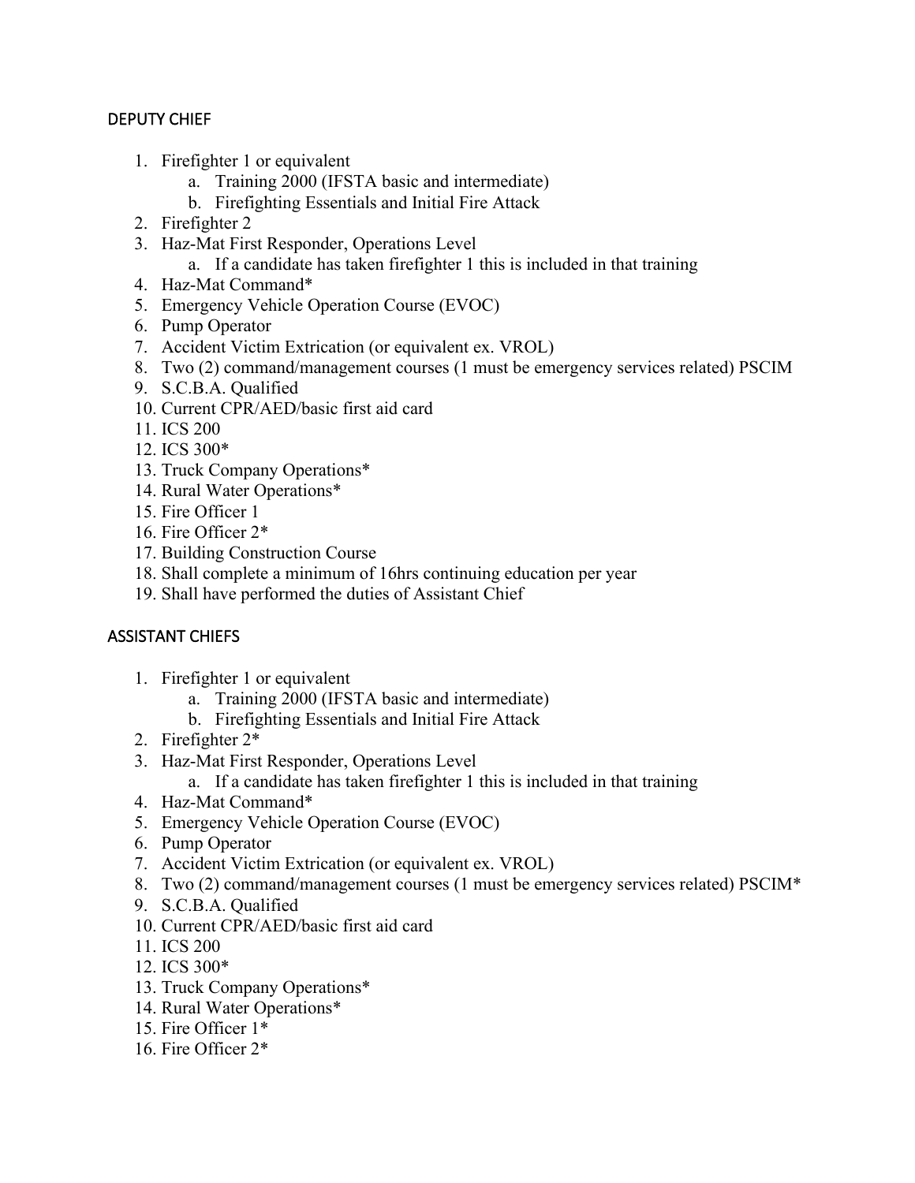## DEPUTY CHIEF

1. Firefighter 1 or equivalent
    a. Training 2000 (IFSTA basic and intermediate)
    b. Firefighting Essentials and Initial Fire Attack
2. Firefighter 2
3. Haz-Mat First Responder, Operations Level
    a. If a candidate has taken firefighter 1 this is included in that training
4. Haz-Mat Command*
5. Emergency Vehicle Operation Course (EVOC)
6. Pump Operator
7. Accident Victim Extrication (or equivalent ex. VROL)
8. Two (2) command/management courses (1 must be emergency services related) PSCIM
9. S.C.B.A. Qualified
10. Current CPR/AED/basic first aid card
11. ICS 200
12. ICS 300*
13. Truck Company Operations*
14. Rural Water Operations*
15. Fire Officer 1
16. Fire Officer 2*
17. Building Construction Course
18. Shall complete a minimum of 16hrs continuing education per year
19. Shall have performed the duties of Assistant Chief

## ASSISTANT CHIEFS

1. Firefighter 1 or equivalent
    a. Training 2000 (IFSTA basic and intermediate)
    b. Firefighting Essentials and Initial Fire Attack
2. Firefighter 2*
3. Haz-Mat First Responder, Operations Level
    a. If a candidate has taken firefighter 1 this is included in that training
4. Haz-Mat Command*
5. Emergency Vehicle Operation Course (EVOC)
6. Pump Operator
7. Accident Victim Extrication (or equivalent ex. VROL)
8. Two (2) command/management courses (1 must be emergency services related) PSCIM*
9. S.C.B.A. Qualified
10. Current CPR/AED/basic first aid card
11. ICS 200
12. ICS 300*
13. Truck Company Operations*
14. Rural Water Operations*
15. Fire Officer 1*
16. Fire Officer 2*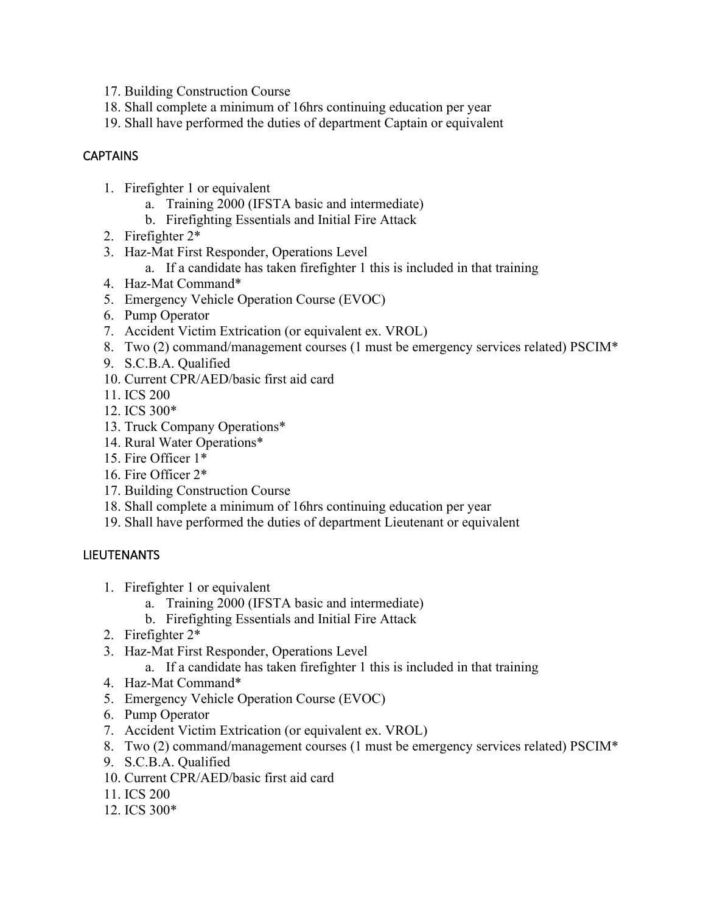17. Building Construction Course
18. Shall complete a minimum of 16hrs continuing education per year
19. Shall have performed the duties of department Captain or equivalent

## CAPTAINS

1. Firefighter 1 or equivalent
    a. Training 2000 (IFSTA basic and intermediate)
    b. Firefighting Essentials and Initial Fire Attack
2. Firefighter 2*
3. Haz-Mat First Responder, Operations Level
    a. If a candidate has taken firefighter 1 this is included in that training
4. Haz-Mat Command*
5. Emergency Vehicle Operation Course (EVOC)
6. Pump Operator
7. Accident Victim Extrication (or equivalent ex. VROL)
8. Two (2) command/management courses (1 must be emergency services related) PSCIM*
9. S.C.B.A. Qualified
10. Current CPR/AED/basic first aid card
11. ICS 200
12. ICS 300*
13. Truck Company Operations*
14. Rural Water Operations*
15. Fire Officer 1*
16. Fire Officer 2*
17. Building Construction Course
18. Shall complete a minimum of 16hrs continuing education per year
19. Shall have performed the duties of department Lieutenant or equivalent

## LIEUTENANTS

1. Firefighter 1 or equivalent
    a. Training 2000 (IFSTA basic and intermediate)
    b. Firefighting Essentials and Initial Fire Attack
2. Firefighter 2*
3. Haz-Mat First Responder, Operations Level
    a. If a candidate has taken firefighter 1 this is included in that training
4. Haz-Mat Command*
5. Emergency Vehicle Operation Course (EVOC)
6. Pump Operator
7. Accident Victim Extrication (or equivalent ex. VROL)
8. Two (2) command/management courses (1 must be emergency services related) PSCIM*
9. S.C.B.A. Qualified
10. Current CPR/AED/basic first aid card
11. ICS 200
12. ICS 300*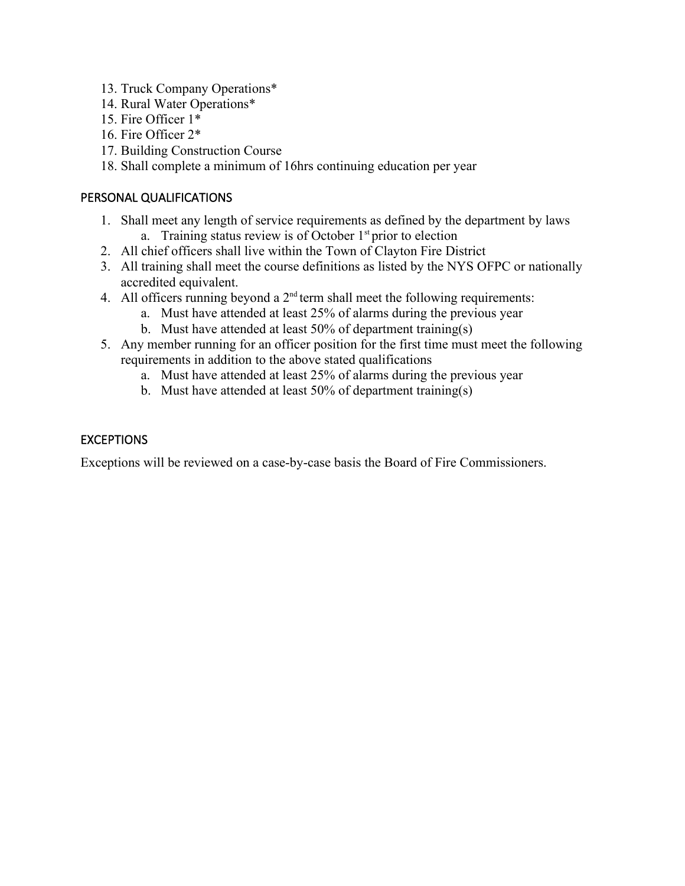13. Truck Company Operations*
14. Rural Water Operations*
15. Fire Officer 1*
16. Fire Officer 2*
17. Building Construction Course
18. Shall complete a minimum of 16hrs continuing education per year

## PERSONAL QUALIFICATIONS

1. Shall meet any length of service requirements as defined by the department by laws
    a. Training status review is of October 1st prior to election
2. All chief officers shall live within the Town of Clayton Fire District
3. All training shall meet the course definitions as listed by the NYS OFPC or nationally accredited equivalent.
4. All officers running beyond a 2nd term shall meet the following requirements:
    a. Must have attended at least 25% of alarms during the previous year
    b. Must have attended at least 50% of department training(s)
5. Any member running for an officer position for the first time must meet the following requirements in addition to the above stated qualifications
    a. Must have attended at least 25% of alarms during the previous year
    b. Must have attended at least 50% of department training(s)

## EXCEPTIONS

Exceptions will be reviewed on a case-by-case basis the Board of Fire Commissioners.